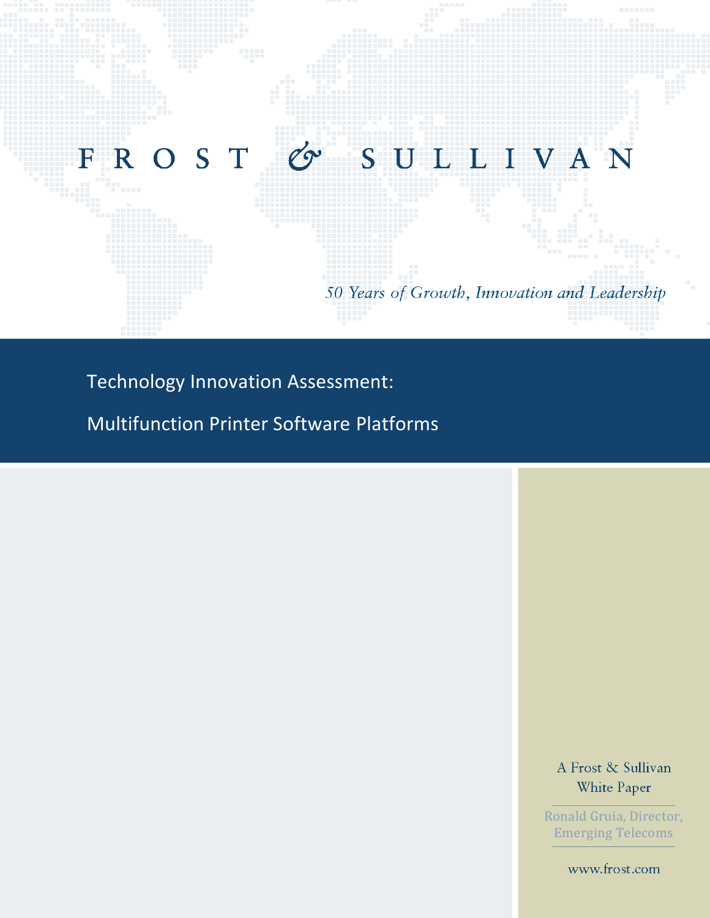# FROST & SULLIVAN

*50 Years of Growth, Innovation and Leadership*

## Technology Innovation Assessment:

## Multifunction Printer Software Platforms

A Frost & Sullivan White Paper

Ronald Gruia, Director, Emerging Telecoms

www.frost.com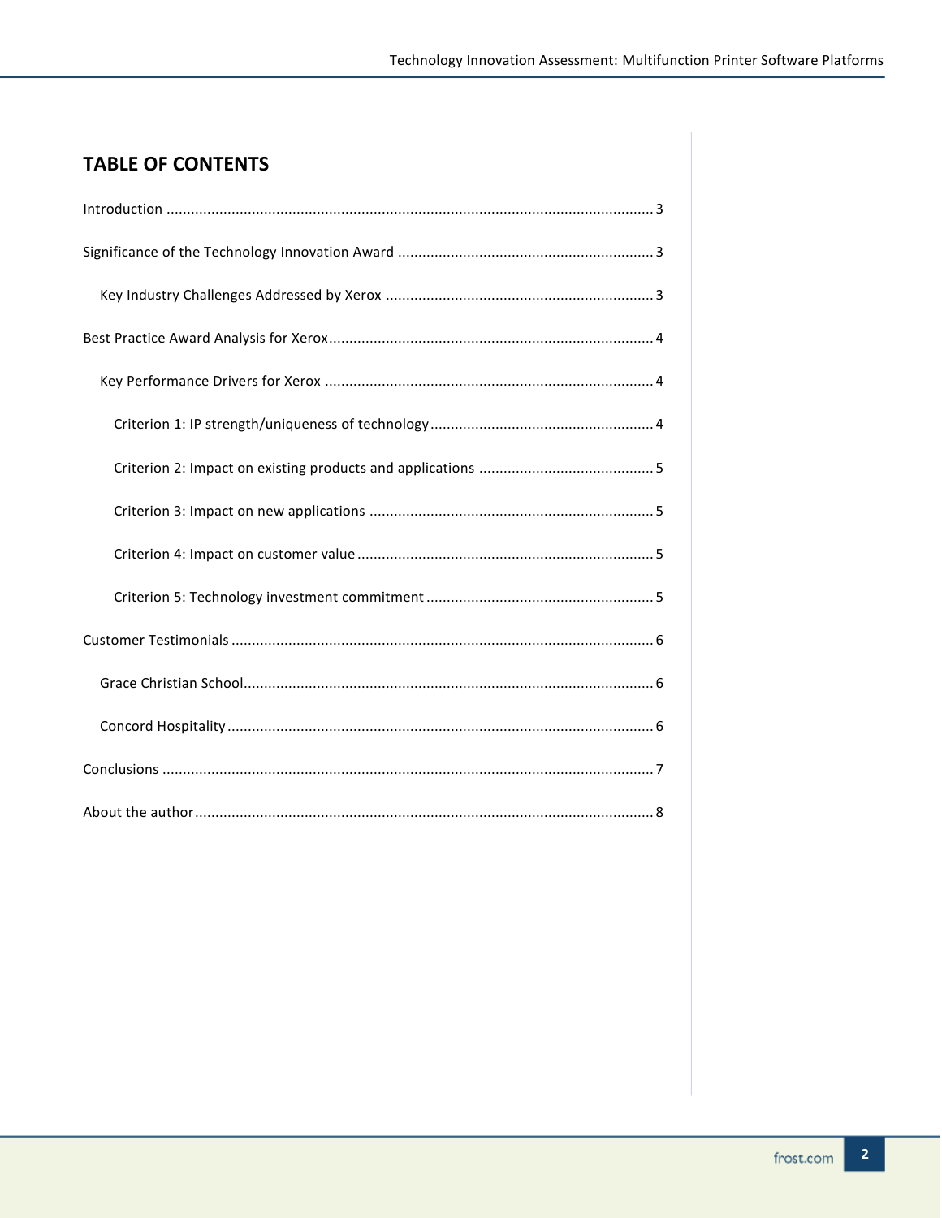## TABLE OF CONTENTS

Introduction ........................................................................................................................ 3

Significance of the Technology Innovation Award ............................................................... 3

  Key Industry Challenges Addressed by Xerox ................................................................... 3

Best Practice Award Analysis for Xerox ................................................................................ 4

  Key Performance Drivers for Xerox .................................................................................. 4

    Criterion 1: IP strength/uniqueness of technology ....................................................... 4

    Criterion 2: Impact on existing products and applications ........................................... 5

    Criterion 3: Impact on new applications ...................................................................... 5

    Criterion 4: Impact on customer value ......................................................................... 5

    Criterion 5: Technology investment commitment ........................................................ 5

Customer Testimonials ....................................................................................................... 6

  Grace Christian School ..................................................................................................... 6

  Concord Hospitality ......................................................................................................... 6

Conclusions ........................................................................................................................ 7

About the author ................................................................................................................ 8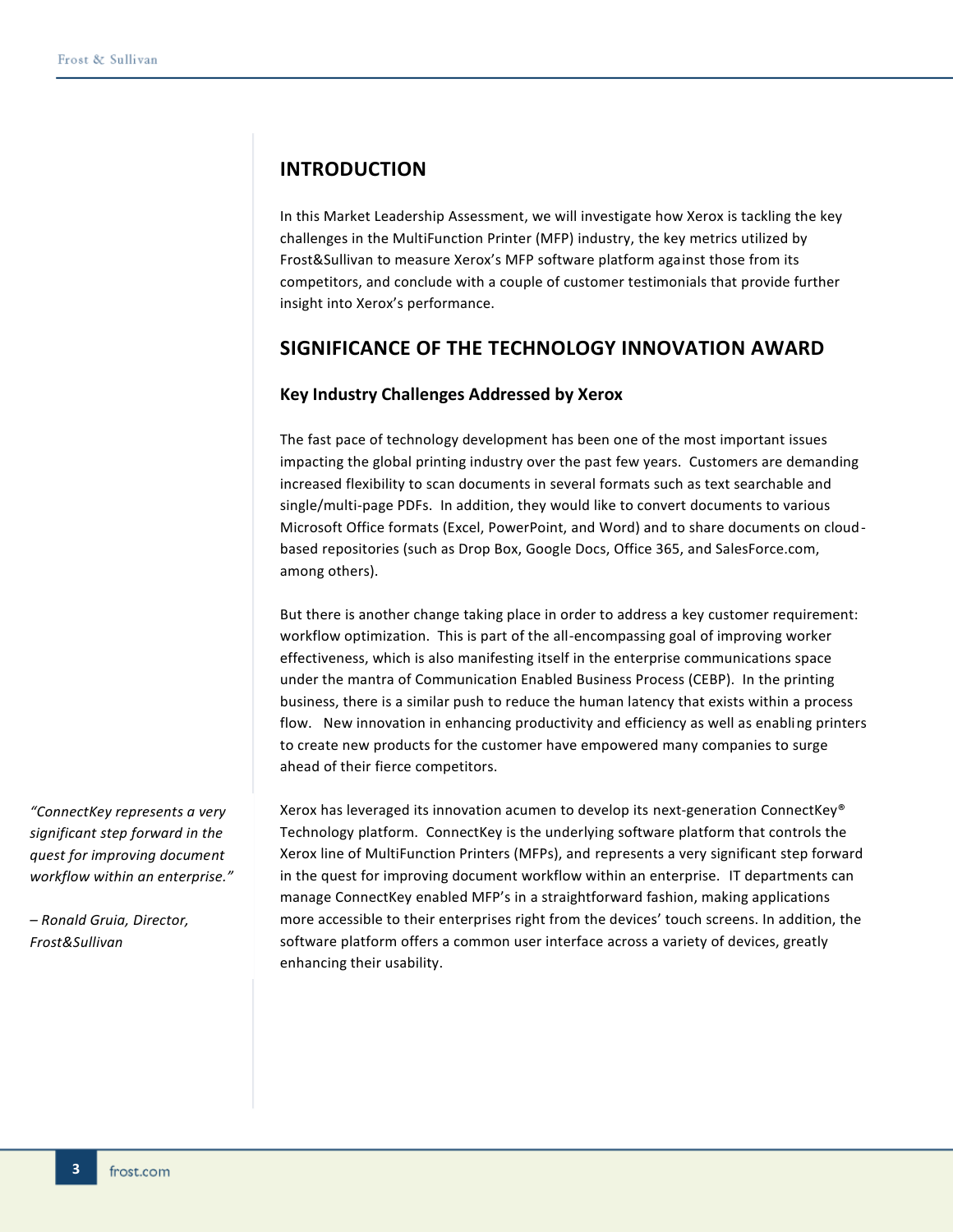## INTRODUCTION

In this Market Leadership Assessment, we will investigate how Xerox is tackling the key challenges in the MultiFunction Printer (MFP) industry, the key metrics utilized by Frost&Sullivan to measure Xerox's MFP software platform against those from its competitors, and conclude with a couple of customer testimonials that provide further insight into Xerox's performance.

## SIGNIFICANCE OF THE TECHNOLOGY INNOVATION AWARD

### Key Industry Challenges Addressed by Xerox

The fast pace of technology development has been one of the most important issues impacting the global printing industry over the past few years. Customers are demanding increased flexibility to scan documents in several formats such as text searchable and single/multi-page PDFs. In addition, they would like to convert documents to various Microsoft Office formats (Excel, PowerPoint, and Word) and to share documents on cloud-based repositories (such as Drop Box, Google Docs, Office 365, and SalesForce.com, among others).

But there is another change taking place in order to address a key customer requirement: workflow optimization. This is part of the all-encompassing goal of improving worker effectiveness, which is also manifesting itself in the enterprise communications space under the mantra of Communication Enabled Business Process (CEBP). In the printing business, there is a similar push to reduce the human latency that exists within a process flow. New innovation in enhancing productivity and efficiency as well as enabling printers to create new products for the customer have empowered many companies to surge ahead of their fierce competitors.

*"ConnectKey represents a very significant step forward in the quest for improving document workflow within an enterprise."*

*– Ronald Gruia, Director, Frost&Sullivan*

Xerox has leveraged its innovation acumen to develop its next-generation ConnectKey® Technology platform. ConnectKey is the underlying software platform that controls the Xerox line of MultiFunction Printers (MFPs), and represents a very significant step forward in the quest for improving document workflow within an enterprise. IT departments can manage ConnectKey enabled MFP's in a straightforward fashion, making applications more accessible to their enterprises right from the devices' touch screens. In addition, the software platform offers a common user interface across a variety of devices, greatly enhancing their usability.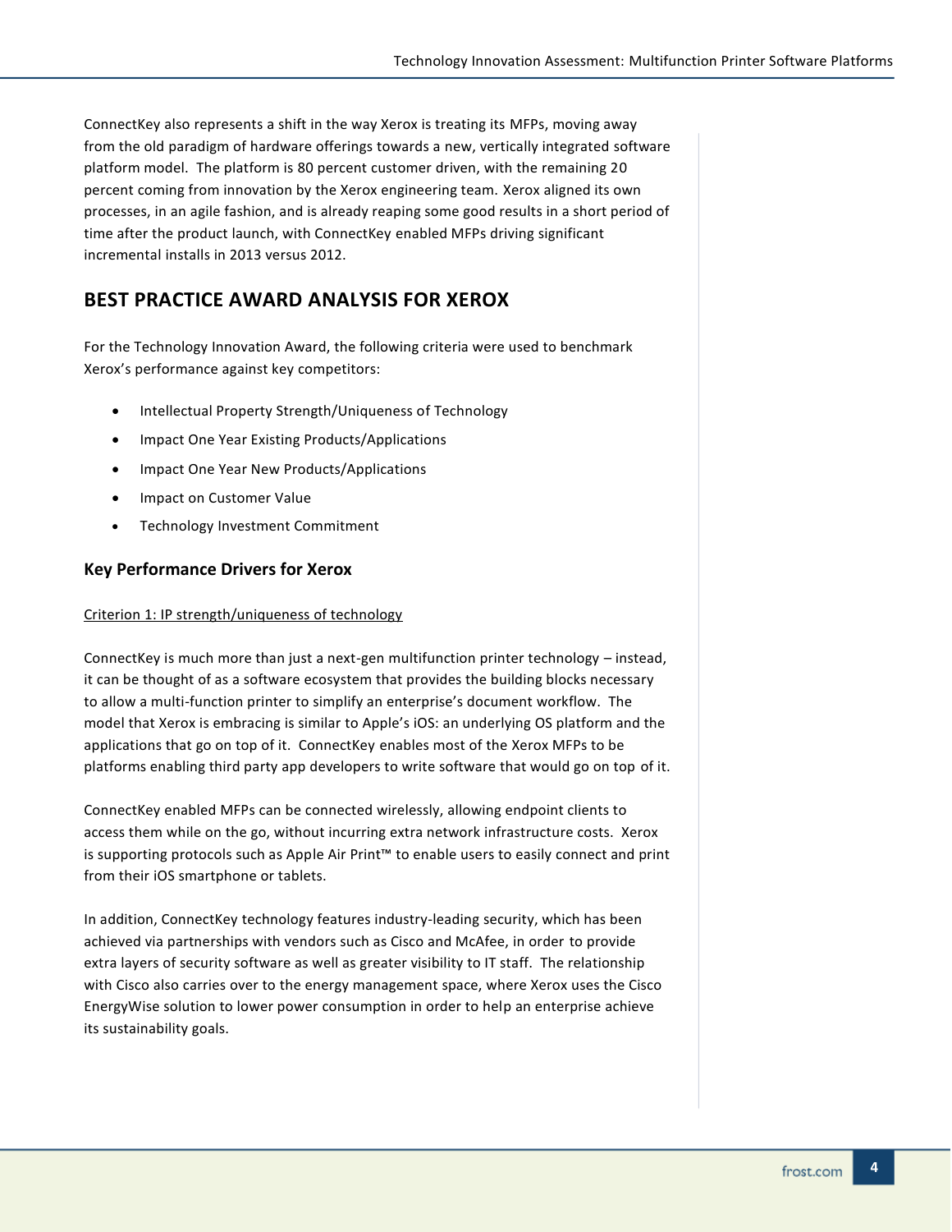ConnectKey also represents a shift in the way Xerox is treating its MFPs, moving away from the old paradigm of hardware offerings towards a new, vertically integrated software platform model. The platform is 80 percent customer driven, with the remaining 20 percent coming from innovation by the Xerox engineering team. Xerox aligned its own processes, in an agile fashion, and is already reaping some good results in a short period of time after the product launch, with ConnectKey enabled MFPs driving significant incremental installs in 2013 versus 2012.

## BEST PRACTICE AWARD ANALYSIS FOR XEROX

For the Technology Innovation Award, the following criteria were used to benchmark Xerox's performance against key competitors:

- Intellectual Property Strength/Uniqueness of Technology
- Impact One Year Existing Products/Applications
- Impact One Year New Products/Applications
- Impact on Customer Value
- Technology Investment Commitment

### Key Performance Drivers for Xerox

Criterion 1: IP strength/uniqueness of technology

ConnectKey is much more than just a next-gen multifunction printer technology – instead, it can be thought of as a software ecosystem that provides the building blocks necessary to allow a multi-function printer to simplify an enterprise's document workflow. The model that Xerox is embracing is similar to Apple's iOS: an underlying OS platform and the applications that go on top of it. ConnectKey enables most of the Xerox MFPs to be platforms enabling third party app developers to write software that would go on top of it.

ConnectKey enabled MFPs can be connected wirelessly, allowing endpoint clients to access them while on the go, without incurring extra network infrastructure costs. Xerox is supporting protocols such as Apple Air Print™ to enable users to easily connect and print from their iOS smartphone or tablets.

In addition, ConnectKey technology features industry-leading security, which has been achieved via partnerships with vendors such as Cisco and McAfee, in order to provide extra layers of security software as well as greater visibility to IT staff. The relationship with Cisco also carries over to the energy management space, where Xerox uses the Cisco EnergyWise solution to lower power consumption in order to help an enterprise achieve its sustainability goals.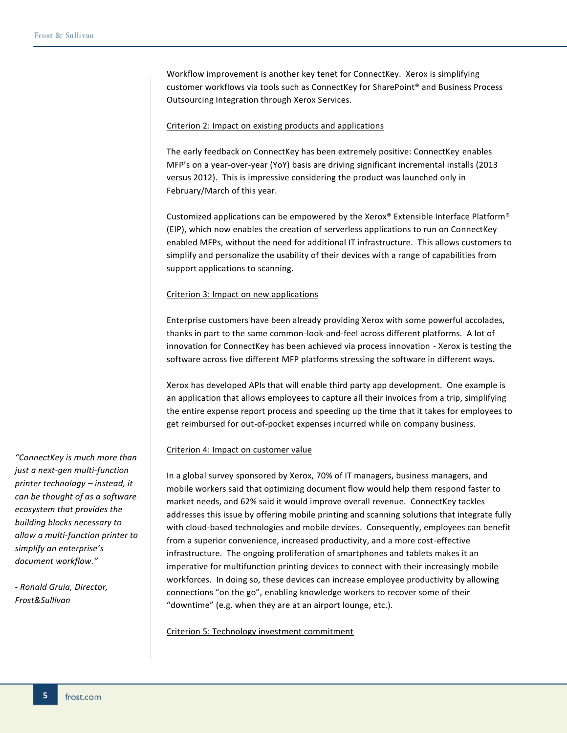Workflow improvement is another key tenet for ConnectKey. Xerox is simplifying customer workflows via tools such as ConnectKey for SharePoint® and Business Process Outsourcing Integration through Xerox Services.

Criterion 2: Impact on existing products and applications

The early feedback on ConnectKey has been extremely positive: ConnectKey enables MFP's on a year-over-year (YoY) basis are driving significant incremental installs (2013 versus 2012). This is impressive considering the product was launched only in February/March of this year.

Customized applications can be empowered by the Xerox® Extensible Interface Platform® (EIP), which now enables the creation of serverless applications to run on ConnectKey enabled MFPs, without the need for additional IT infrastructure. This allows customers to simplify and personalize the usability of their devices with a range of capabilities from support applications to scanning.

Criterion 3: Impact on new applications

Enterprise customers have been already providing Xerox with some powerful accolades, thanks in part to the same common-look-and-feel across different platforms. A lot of innovation for ConnectKey has been achieved via process innovation - Xerox is testing the software across five different MFP platforms stressing the software in different ways.

Xerox has developed APIs that will enable third party app development. One example is an application that allows employees to capture all their invoices from a trip, simplifying the entire expense report process and speeding up the time that it takes for employees to get reimbursed for out-of-pocket expenses incurred while on company business.

*"ConnectKey is much more than just a next-gen multi-function printer technology – instead, it can be thought of as a software ecosystem that provides the building blocks necessary to allow a multi-function printer to simplify an enterprise's document workflow."*

*- Ronald Gruia, Director, Frost&Sullivan*

Criterion 4: Impact on customer value

In a global survey sponsored by Xerox, 70% of IT managers, business managers, and mobile workers said that optimizing document flow would help them respond faster to market needs, and 62% said it would improve overall revenue. ConnectKey tackles addresses this issue by offering mobile printing and scanning solutions that integrate fully with cloud-based technologies and mobile devices. Consequently, employees can benefit from a superior convenience, increased productivity, and a more cost-effective infrastructure. The ongoing proliferation of smartphones and tablets makes it an imperative for multifunction printing devices to connect with their increasingly mobile workforces. In doing so, these devices can increase employee productivity by allowing connections "on the go", enabling knowledge workers to recover some of their "downtime" (e.g. when they are at an airport lounge, etc.).

Criterion 5: Technology investment commitment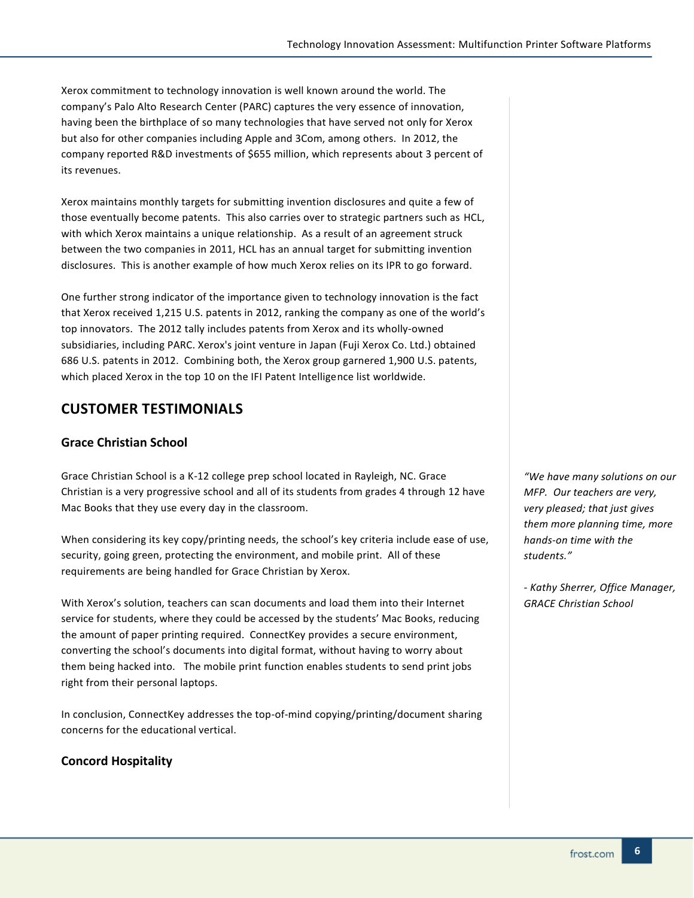Xerox commitment to technology innovation is well known around the world. The company's Palo Alto Research Center (PARC) captures the very essence of innovation, having been the birthplace of so many technologies that have served not only for Xerox but also for other companies including Apple and 3Com, among others. In 2012, the company reported R&D investments of $655 million, which represents about 3 percent of its revenues.

Xerox maintains monthly targets for submitting invention disclosures and quite a few of those eventually become patents. This also carries over to strategic partners such as HCL, with which Xerox maintains a unique relationship. As a result of an agreement struck between the two companies in 2011, HCL has an annual target for submitting invention disclosures. This is another example of how much Xerox relies on its IPR to go forward.

One further strong indicator of the importance given to technology innovation is the fact that Xerox received 1,215 U.S. patents in 2012, ranking the company as one of the world's top innovators. The 2012 tally includes patents from Xerox and its wholly-owned subsidiaries, including PARC. Xerox's joint venture in Japan (Fuji Xerox Co. Ltd.) obtained 686 U.S. patents in 2012. Combining both, the Xerox group garnered 1,900 U.S. patents, which placed Xerox in the top 10 on the IFI Patent Intelligence list worldwide.

## CUSTOMER TESTIMONIALS

### Grace Christian School

Grace Christian School is a K-12 college prep school located in Rayleigh, NC. Grace Christian is a very progressive school and all of its students from grades 4 through 12 have Mac Books that they use every day in the classroom.

When considering its key copy/printing needs, the school's key criteria include ease of use, security, going green, protecting the environment, and mobile print. All of these requirements are being handled for Grace Christian by Xerox.

With Xerox's solution, teachers can scan documents and load them into their Internet service for students, where they could be accessed by the students' Mac Books, reducing the amount of paper printing required. ConnectKey provides a secure environment, converting the school's documents into digital format, without having to worry about them being hacked into. The mobile print function enables students to send print jobs right from their personal laptops.

In conclusion, ConnectKey addresses the top-of-mind copying/printing/document sharing concerns for the educational vertical.

*"We have many solutions on our MFP. Our teachers are very, very pleased; that just gives them more planning time, more hands-on time with the students."*

*- Kathy Sherrer, Office Manager, GRACE Christian School*

### Concord Hospitality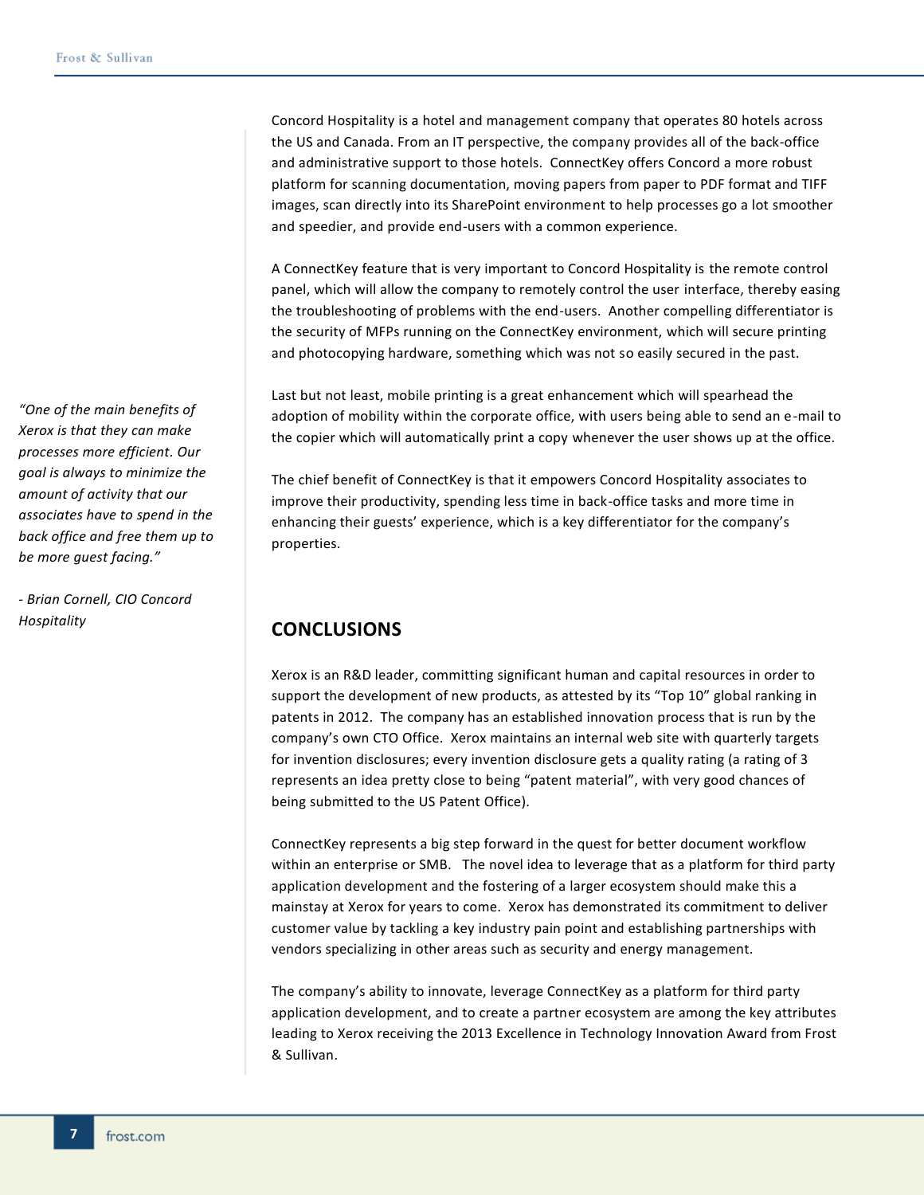Concord Hospitality is a hotel and management company that operates 80 hotels across the US and Canada. From an IT perspective, the company provides all of the back-office and administrative support to those hotels. ConnectKey offers Concord a more robust platform for scanning documentation, moving papers from paper to PDF format and TIFF images, scan directly into its SharePoint environment to help processes go a lot smoother and speedier, and provide end-users with a common experience.

A ConnectKey feature that is very important to Concord Hospitality is the remote control panel, which will allow the company to remotely control the user interface, thereby easing the troubleshooting of problems with the end-users. Another compelling differentiator is the security of MFPs running on the ConnectKey environment, which will secure printing and photocopying hardware, something which was not so easily secured in the past.

*"One of the main benefits of Xerox is that they can make processes more efficient. Our goal is always to minimize the amount of activity that our associates have to spend in the back office and free them up to be more guest facing."*

*- Brian Cornell, CIO Concord Hospitality*

Last but not least, mobile printing is a great enhancement which will spearhead the adoption of mobility within the corporate office, with users being able to send an e-mail to the copier which will automatically print a copy whenever the user shows up at the office.

The chief benefit of ConnectKey is that it empowers Concord Hospitality associates to improve their productivity, spending less time in back-office tasks and more time in enhancing their guests' experience, which is a key differentiator for the company's properties.

## CONCLUSIONS

Xerox is an R&D leader, committing significant human and capital resources in order to support the development of new products, as attested by its "Top 10" global ranking in patents in 2012. The company has an established innovation process that is run by the company's own CTO Office. Xerox maintains an internal web site with quarterly targets for invention disclosures; every invention disclosure gets a quality rating (a rating of 3 represents an idea pretty close to being "patent material", with very good chances of being submitted to the US Patent Office).

ConnectKey represents a big step forward in the quest for better document workflow within an enterprise or SMB. The novel idea to leverage that as a platform for third party application development and the fostering of a larger ecosystem should make this a mainstay at Xerox for years to come. Xerox has demonstrated its commitment to deliver customer value by tackling a key industry pain point and establishing partnerships with vendors specializing in other areas such as security and energy management.

The company's ability to innovate, leverage ConnectKey as a platform for third party application development, and to create a partner ecosystem are among the key attributes leading to Xerox receiving the 2013 Excellence in Technology Innovation Award from Frost & Sullivan.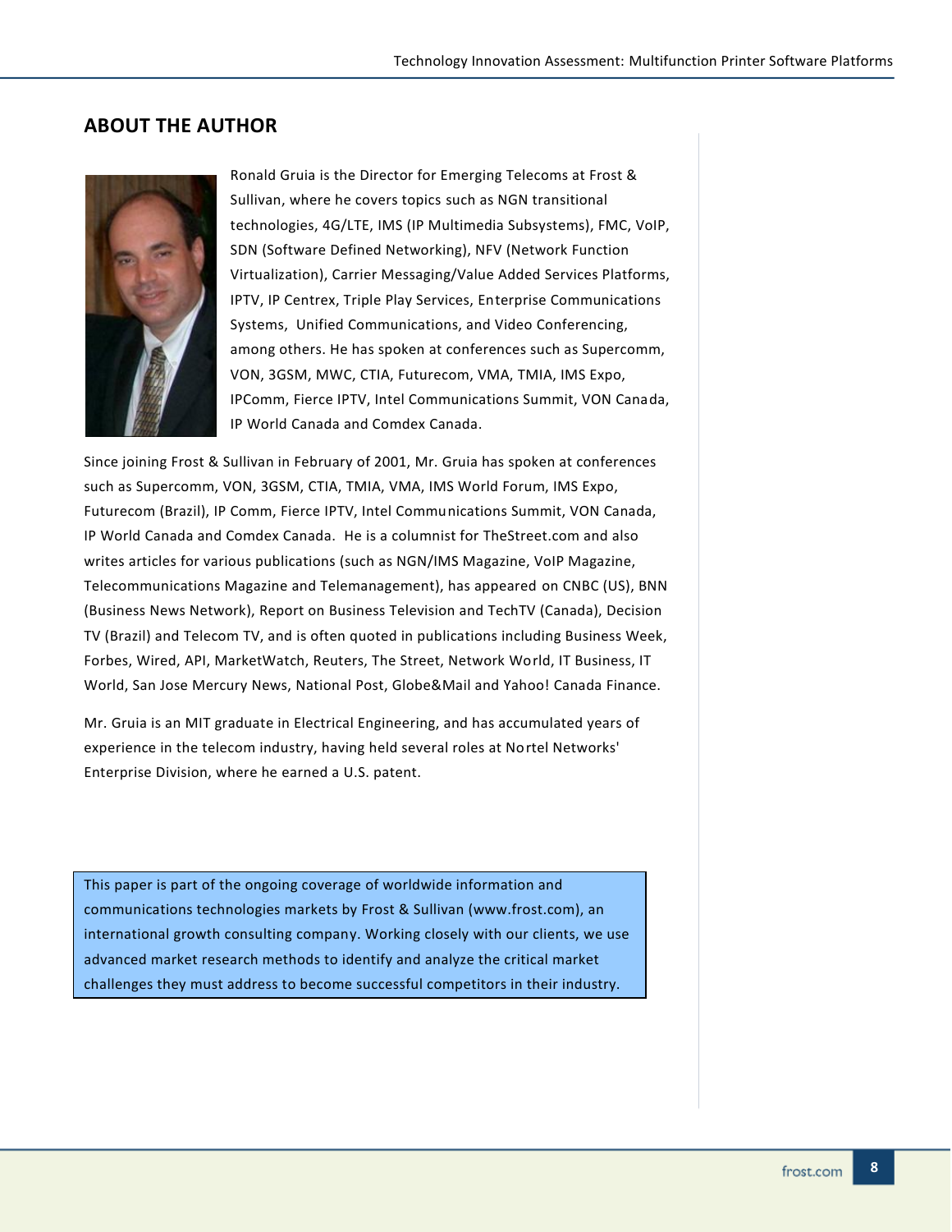## ABOUT THE AUTHOR

Ronald Gruia is the Director for Emerging Telecoms at Frost & Sullivan, where he covers topics such as NGN transitional technologies, 4G/LTE, IMS (IP Multimedia Subsystems), FMC, VoIP, SDN (Software Defined Networking), NFV (Network Function Virtualization), Carrier Messaging/Value Added Services Platforms, IPTV, IP Centrex, Triple Play Services, Enterprise Communications Systems, Unified Communications, and Video Conferencing, among others. He has spoken at conferences such as Supercomm, VON, 3GSM, MWC, CTIA, Futurecom, VMA, TMIA, IMS Expo, IPComm, Fierce IPTV, Intel Communications Summit, VON Canada, IP World Canada and Comdex Canada.

Since joining Frost & Sullivan in February of 2001, Mr. Gruia has spoken at conferences such as Supercomm, VON, 3GSM, CTIA, TMIA, VMA, IMS World Forum, IMS Expo, Futurecom (Brazil), IP Comm, Fierce IPTV, Intel Communications Summit, VON Canada, IP World Canada and Comdex Canada. He is a columnist for TheStreet.com and also writes articles for various publications (such as NGN/IMS Magazine, VoIP Magazine, Telecommunications Magazine and Telemanagement), has appeared on CNBC (US), BNN (Business News Network), Report on Business Television and TechTV (Canada), Decision TV (Brazil) and Telecom TV, and is often quoted in publications including Business Week, Forbes, Wired, API, MarketWatch, Reuters, The Street, Network World, IT Business, IT World, San Jose Mercury News, National Post, Globe&Mail and Yahoo! Canada Finance.

Mr. Gruia is an MIT graduate in Electrical Engineering, and has accumulated years of experience in the telecom industry, having held several roles at Nortel Networks' Enterprise Division, where he earned a U.S. patent.

This paper is part of the ongoing coverage of worldwide information and communications technologies markets by Frost & Sullivan (www.frost.com), an international growth consulting company. Working closely with our clients, we use advanced market research methods to identify and analyze the critical market challenges they must address to become successful competitors in their industry.